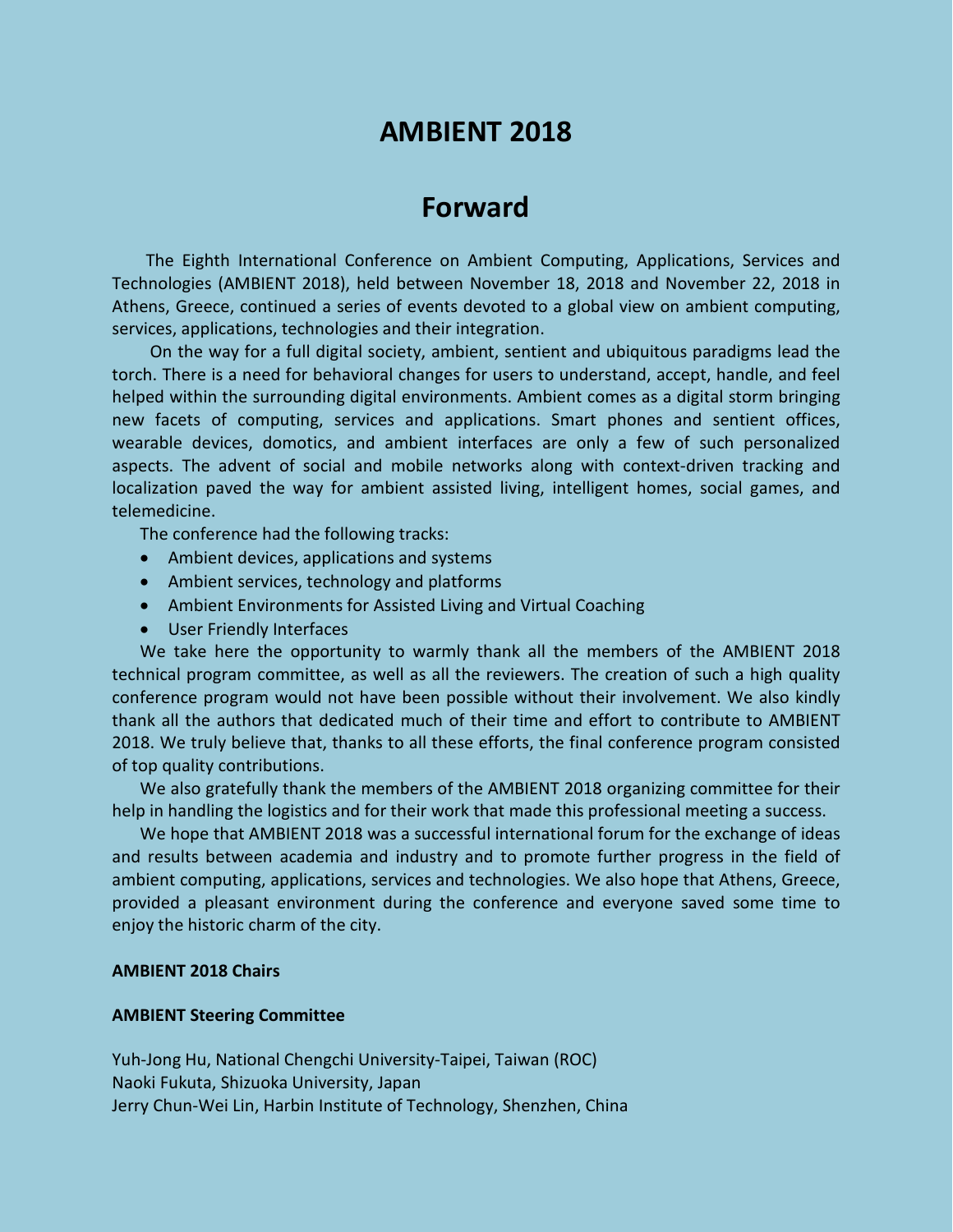# AMBIENT 2018

## Forward

The Eighth International Conference on Ambient Computing, Applications, Services and Technologies (AMBIENT 2018), held between November 18, 2018 and November 22, 2018 in Athens, Greece, continued a series of events devoted to a global view on ambient computing, services, applications, technologies and their integration.

On the way for a full digital society, ambient, sentient and ubiquitous paradigms lead the torch. There is a need for behavioral changes for users to understand, accept, handle, and feel helped within the surrounding digital environments. Ambient comes as a digital storm bringing new facets of computing, services and applications. Smart phones and sentient offices, wearable devices, domotics, and ambient interfaces are only a few of such personalized aspects. The advent of social and mobile networks along with context-driven tracking and localization paved the way for ambient assisted living, intelligent homes, social games, and telemedicine.

The conference had the following tracks:

- Ambient devices, applications and systems
- Ambient services, technology and platforms
- Ambient Environments for Assisted Living and Virtual Coaching
- User Friendly Interfaces

We take here the opportunity to warmly thank all the members of the AMBIENT 2018 technical program committee, as well as all the reviewers. The creation of such a high quality conference program would not have been possible without their involvement. We also kindly thank all the authors that dedicated much of their time and effort to contribute to AMBIENT 2018. We truly believe that, thanks to all these efforts, the final conference program consisted of top quality contributions.

We also gratefully thank the members of the AMBIENT 2018 organizing committee for their help in handling the logistics and for their work that made this professional meeting a success.

We hope that AMBIENT 2018 was a successful international forum for the exchange of ideas and results between academia and industry and to promote further progress in the field of ambient computing, applications, services and technologies. We also hope that Athens, Greece, provided a pleasant environment during the conference and everyone saved some time to enjoy the historic charm of the city.

**AMBIENT 2018 Chairs**

**AMBIENT Steering Committee**

Yuh-Jong Hu, National Chengchi University-Taipei, Taiwan (ROC)
Naoki Fukuta, Shizuoka University, Japan
Jerry Chun-Wei Lin, Harbin Institute of Technology, Shenzhen, China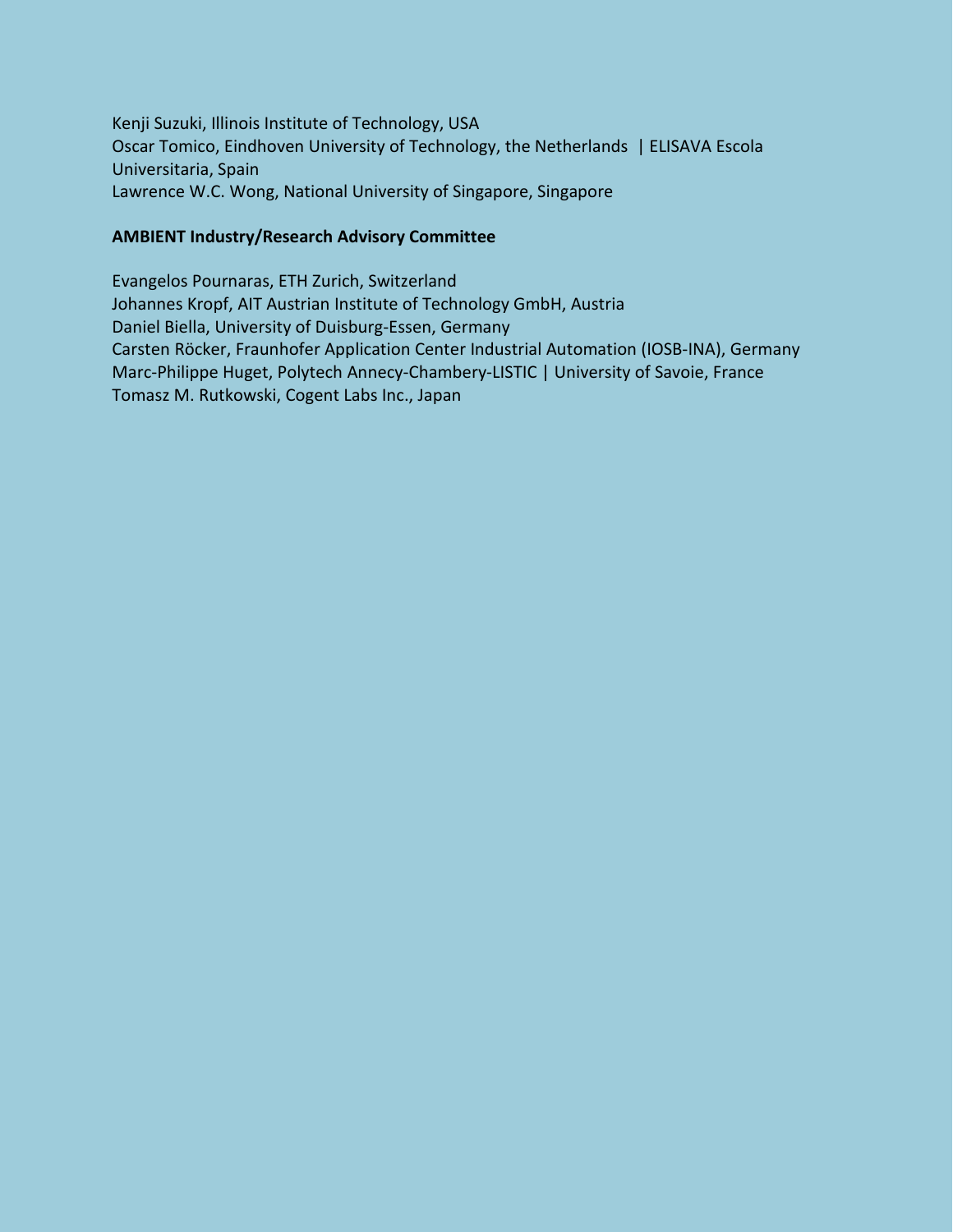Kenji Suzuki, Illinois Institute of Technology, USA
Oscar Tomico, Eindhoven University of Technology, the Netherlands | ELISAVA Escola Universitaria, Spain
Lawrence W.C. Wong, National University of Singapore, Singapore

**AMBIENT Industry/Research Advisory Committee**

Evangelos Pournaras, ETH Zurich, Switzerland
Johannes Kropf, AIT Austrian Institute of Technology GmbH, Austria
Daniel Biella, University of Duisburg-Essen, Germany
Carsten Röcker, Fraunhofer Application Center Industrial Automation (IOSB-INA), Germany
Marc-Philippe Huget, Polytech Annecy-Chambery-LISTIC | University of Savoie, France
Tomasz M. Rutkowski, Cogent Labs Inc., Japan